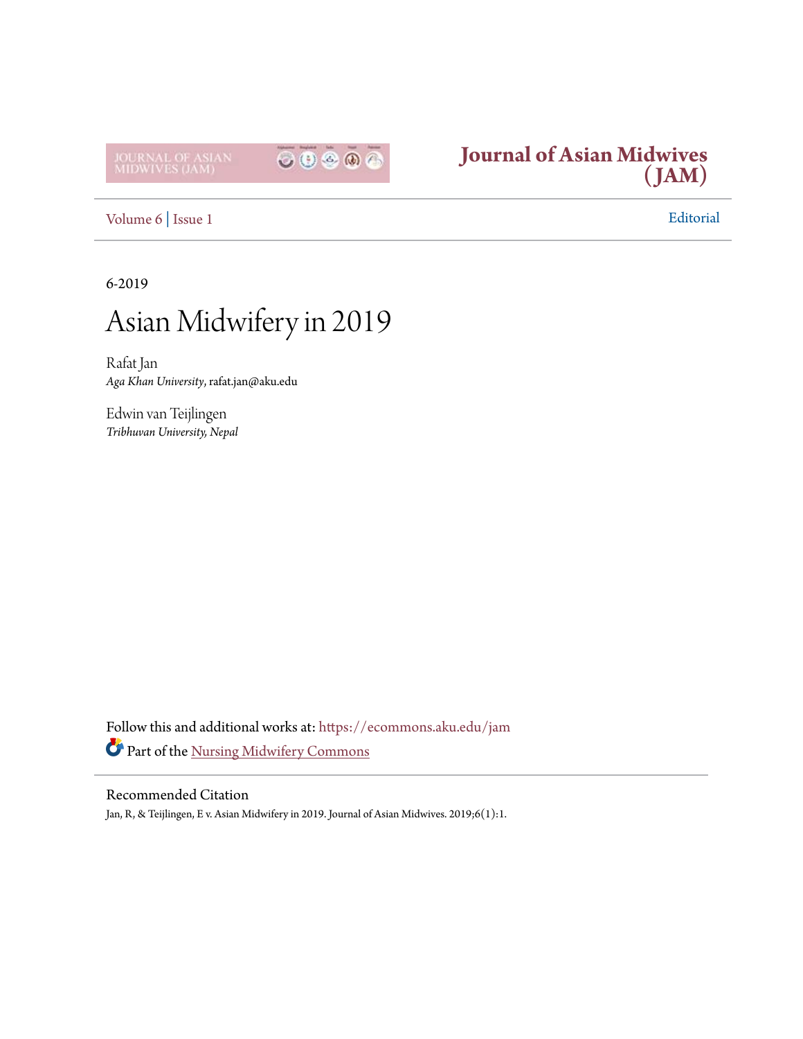# Journal of Asian Midwives (JAM)

Volume 6 | Issue 1

Editorial

6-2019

# Asian Midwifery in 2019

Rafat Jan
*Aga Khan University*, rafat.jan@aku.edu

Edwin van Teijlingen
*Tribhuvan University, Nepal*

Follow this and additional works at: https://ecommons.aku.edu/jam

Part of the Nursing Midwifery Commons

## Recommended Citation

Jan, R, & Teijlingen, E v. Asian Midwifery in 2019. Journal of Asian Midwives. 2019;6(1):1.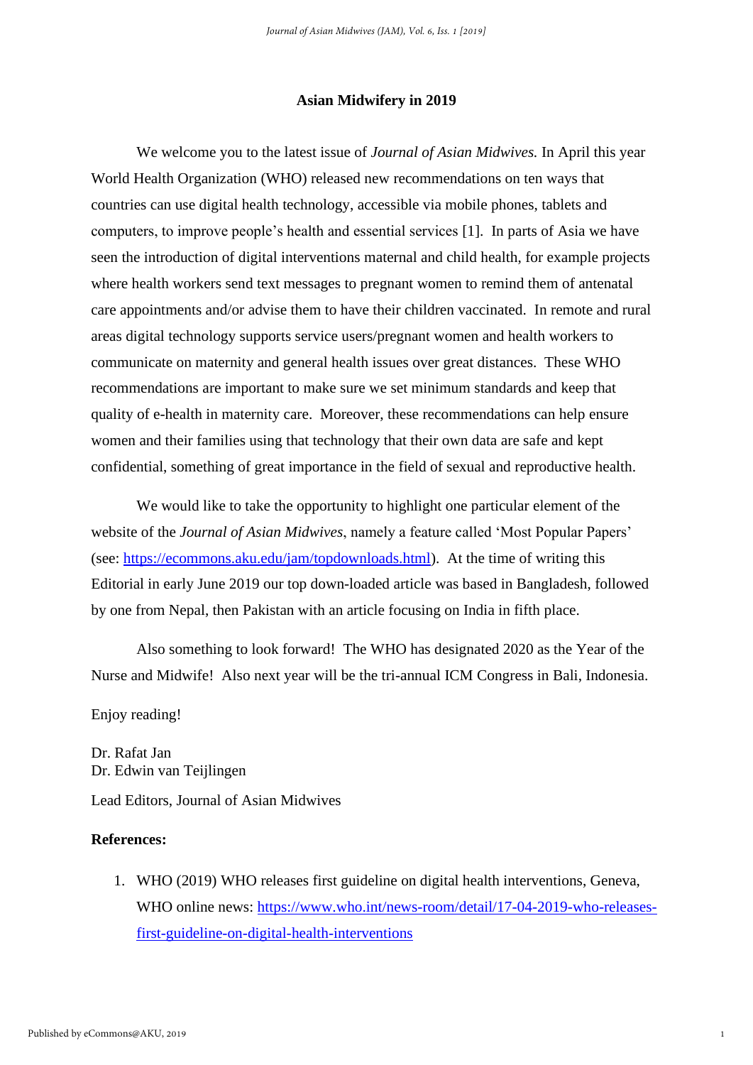# Asian Midwifery in 2019

We welcome you to the latest issue of *Journal of Asian Midwives.* In April this year World Health Organization (WHO) released new recommendations on ten ways that countries can use digital health technology, accessible via mobile phones, tablets and computers, to improve people's health and essential services [1]. In parts of Asia we have seen the introduction of digital interventions maternal and child health, for example projects where health workers send text messages to pregnant women to remind them of antenatal care appointments and/or advise them to have their children vaccinated. In remote and rural areas digital technology supports service users/pregnant women and health workers to communicate on maternity and general health issues over great distances. These WHO recommendations are important to make sure we set minimum standards and keep that quality of e-health in maternity care. Moreover, these recommendations can help ensure women and their families using that technology that their own data are safe and kept confidential, something of great importance in the field of sexual and reproductive health.

We would like to take the opportunity to highlight one particular element of the website of the *Journal of Asian Midwives*, namely a feature called 'Most Popular Papers' (see: https://ecommons.aku.edu/jam/topdownloads.html). At the time of writing this Editorial in early June 2019 our top down-loaded article was based in Bangladesh, followed by one from Nepal, then Pakistan with an article focusing on India in fifth place.

Also something to look forward! The WHO has designated 2020 as the Year of the Nurse and Midwife! Also next year will be the tri-annual ICM Congress in Bali, Indonesia.

Enjoy reading!

Dr. Rafat Jan
Dr. Edwin van Teijlingen

Lead Editors, Journal of Asian Midwives

**References:**

1. WHO (2019) WHO releases first guideline on digital health interventions, Geneva, WHO online news: https://www.who.int/news-room/detail/17-04-2019-who-releases-first-guideline-on-digital-health-interventions